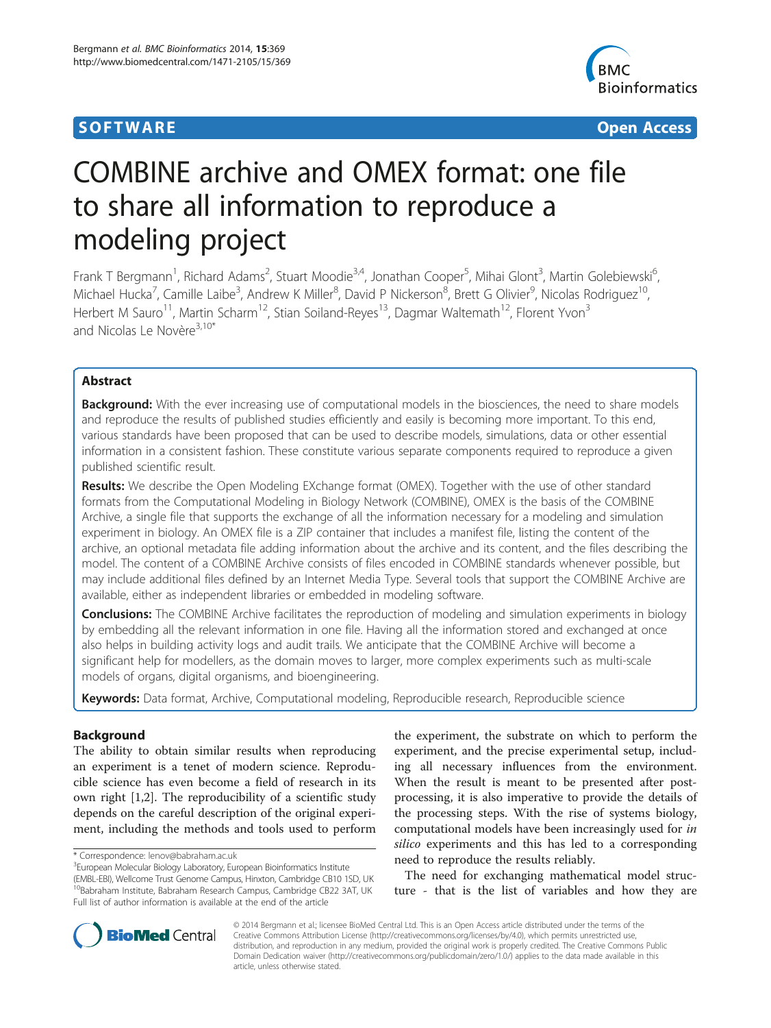SOFTWARE Open Access

# COMBINE archive and OMEX format: one file to share all information to reproduce a modeling project

Frank T Bergmann[1], Richard Adams[2], Stuart Moodie[3,4], Jonathan Cooper[5], Mihai Glont[3], Martin Golebiewski[6], Michael Hucka[7], Camille Laibe[3], Andrew K Miller[8], David P Nickerson[8], Brett G Olivier[9], Nicolas Rodriguez[10], Herbert M Sauro[11], Martin Scharm[12], Stian Soiland-Reyes[13], Dagmar Waltemath[12], Florent Yvon[3] and Nicolas Le Novère[3,10*]

## Abstract

**Background:** With the ever increasing use of computational models in the biosciences, the need to share models and reproduce the results of published studies efficiently and easily is becoming more important. To this end, various standards have been proposed that can be used to describe models, simulations, data or other essential information in a consistent fashion. These constitute various separate components required to reproduce a given published scientific result.

**Results:** We describe the Open Modeling EXchange format (OMEX). Together with the use of other standard formats from the Computational Modeling in Biology Network (COMBINE), OMEX is the basis of the COMBINE Archive, a single file that supports the exchange of all the information necessary for a modeling and simulation experiment in biology. An OMEX file is a ZIP container that includes a manifest file, listing the content of the archive, an optional metadata file adding information about the archive and its content, and the files describing the model. The content of a COMBINE Archive consists of files encoded in COMBINE standards whenever possible, but may include additional files defined by an Internet Media Type. Several tools that support the COMBINE Archive are available, either as independent libraries or embedded in modeling software.

**Conclusions:** The COMBINE Archive facilitates the reproduction of modeling and simulation experiments in biology by embedding all the relevant information in one file. Having all the information stored and exchanged at once also helps in building activity logs and audit trails. We anticipate that the COMBINE Archive will become a significant help for modellers, as the domain moves to larger, more complex experiments such as multi-scale models of organs, digital organisms, and bioengineering.

**Keywords:** Data format, Archive, Computational modeling, Reproducible research, Reproducible science

## Background

The ability to obtain similar results when reproducing an experiment is a tenet of modern science. Reproducible science has even become a field of research in its own right [1,2]. The reproducibility of a scientific study depends on the careful description of the original experiment, including the methods and tools used to perform the experiment, the substrate on which to perform the experiment, and the precise experimental setup, including all necessary influences from the environment. When the result is meant to be presented after post-processing, it is also imperative to provide the details of the processing steps. With the rise of systems biology, computational models have been increasingly used for *in silico* experiments and this has led to a corresponding need to reproduce the results reliably.

The need for exchanging mathematical model structure - that is the list of variables and how they are

\* Correspondence: lenov@babraham.ac.uk
[3]European Molecular Biology Laboratory, European Bioinformatics Institute (EMBL-EBI), Wellcome Trust Genome Campus, Hinxton, Cambridge CB10 1SD, UK
[10]Babraham Institute, Babraham Research Campus, Cambridge CB22 3AT, UK
Full list of author information is available at the end of the article

© 2014 Bergmann et al.; licensee BioMed Central Ltd. This is an Open Access article distributed under the terms of the Creative Commons Attribution License (http://creativecommons.org/licenses/by/4.0), which permits unrestricted use, distribution, and reproduction in any medium, provided the original work is properly credited. The Creative Commons Public Domain Dedication waiver (http://creativecommons.org/publicdomain/zero/1.0/) applies to the data made available in this article, unless otherwise stated.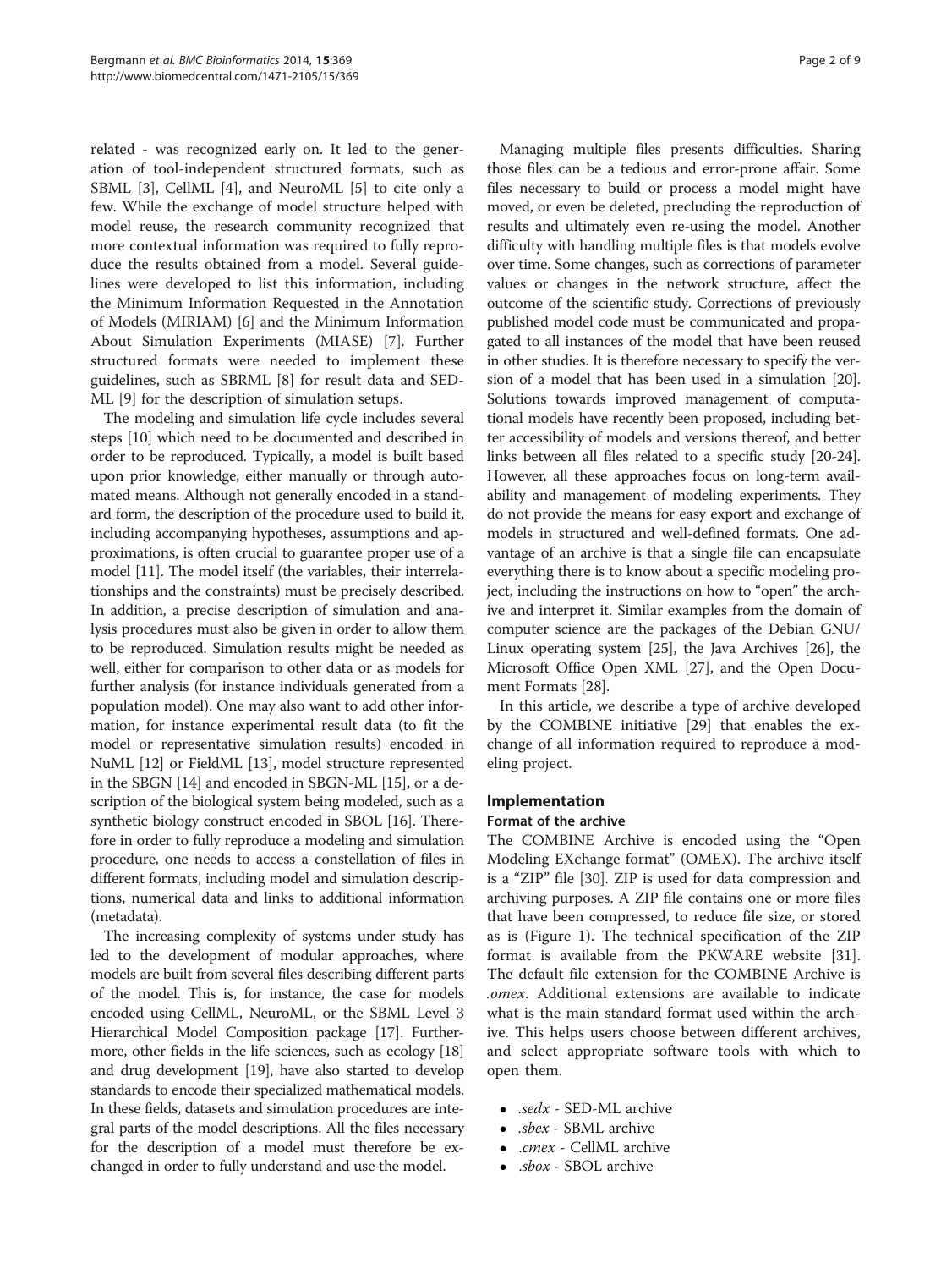related - was recognized early on. It led to the generation of tool-independent structured formats, such as SBML [3], CellML [4], and NeuroML [5] to cite only a few. While the exchange of model structure helped with model reuse, the research community recognized that more contextual information was required to fully reproduce the results obtained from a model. Several guidelines were developed to list this information, including the Minimum Information Requested in the Annotation of Models (MIRIAM) [6] and the Minimum Information About Simulation Experiments (MIASE) [7]. Further structured formats were needed to implement these guidelines, such as SBRML [8] for result data and SED-ML [9] for the description of simulation setups.

The modeling and simulation life cycle includes several steps [10] which need to be documented and described in order to be reproduced. Typically, a model is built based upon prior knowledge, either manually or through automated means. Although not generally encoded in a standard form, the description of the procedure used to build it, including accompanying hypotheses, assumptions and approximations, is often crucial to guarantee proper use of a model [11]. The model itself (the variables, their interrelationships and the constraints) must be precisely described. In addition, a precise description of simulation and analysis procedures must also be given in order to allow them to be reproduced. Simulation results might be needed as well, either for comparison to other data or as models for further analysis (for instance individuals generated from a population model). One may also want to add other information, for instance experimental result data (to fit the model or representative simulation results) encoded in NuML [12] or FieldML [13], model structure represented in the SBGN [14] and encoded in SBGN-ML [15], or a description of the biological system being modeled, such as a synthetic biology construct encoded in SBOL [16]. Therefore in order to fully reproduce a modeling and simulation procedure, one needs to access a constellation of files in different formats, including model and simulation descriptions, numerical data and links to additional information (metadata).

The increasing complexity of systems under study has led to the development of modular approaches, where models are built from several files describing different parts of the model. This is, for instance, the case for models encoded using CellML, NeuroML, or the SBML Level 3 Hierarchical Model Composition package [17]. Furthermore, other fields in the life sciences, such as ecology [18] and drug development [19], have also started to develop standards to encode their specialized mathematical models. In these fields, datasets and simulation procedures are integral parts of the model descriptions. All the files necessary for the description of a model must therefore be exchanged in order to fully understand and use the model.

Managing multiple files presents difficulties. Sharing those files can be a tedious and error-prone affair. Some files necessary to build or process a model might have moved, or even be deleted, precluding the reproduction of results and ultimately even re-using the model. Another difficulty with handling multiple files is that models evolve over time. Some changes, such as corrections of parameter values or changes in the network structure, affect the outcome of the scientific study. Corrections of previously published model code must be communicated and propagated to all instances of the model that have been reused in other studies. It is therefore necessary to specify the version of a model that has been used in a simulation [20]. Solutions towards improved management of computational models have recently been proposed, including better accessibility of models and versions thereof, and better links between all files related to a specific study [20-24]. However, all these approaches focus on long-term availability and management of modeling experiments. They do not provide the means for easy export and exchange of models in structured and well-defined formats. One advantage of an archive is that a single file can encapsulate everything there is to know about a specific modeling project, including the instructions on how to "open" the archive and interpret it. Similar examples from the domain of computer science are the packages of the Debian GNU/Linux operating system [25], the Java Archives [26], the Microsoft Office Open XML [27], and the Open Document Formats [28].

In this article, we describe a type of archive developed by the COMBINE initiative [29] that enables the exchange of all information required to reproduce a modeling project.

## Implementation

### Format of the archive

The COMBINE Archive is encoded using the "Open Modeling EXchange format" (OMEX). The archive itself is a "ZIP" file [30]. ZIP is used for data compression and archiving purposes. A ZIP file contains one or more files that have been compressed, to reduce file size, or stored as is (Figure 1). The technical specification of the ZIP format is available from the PKWARE website [31]. The default file extension for the COMBINE Archive is *.omex*. Additional extensions are available to indicate what is the main standard format used within the archive. This helps users choose between different archives, and select appropriate software tools with which to open them.

- *.sedx* - SED-ML archive
- *.sbex* - SBML archive
- *.cmex* - CellML archive
- *.sbox* - SBOL archive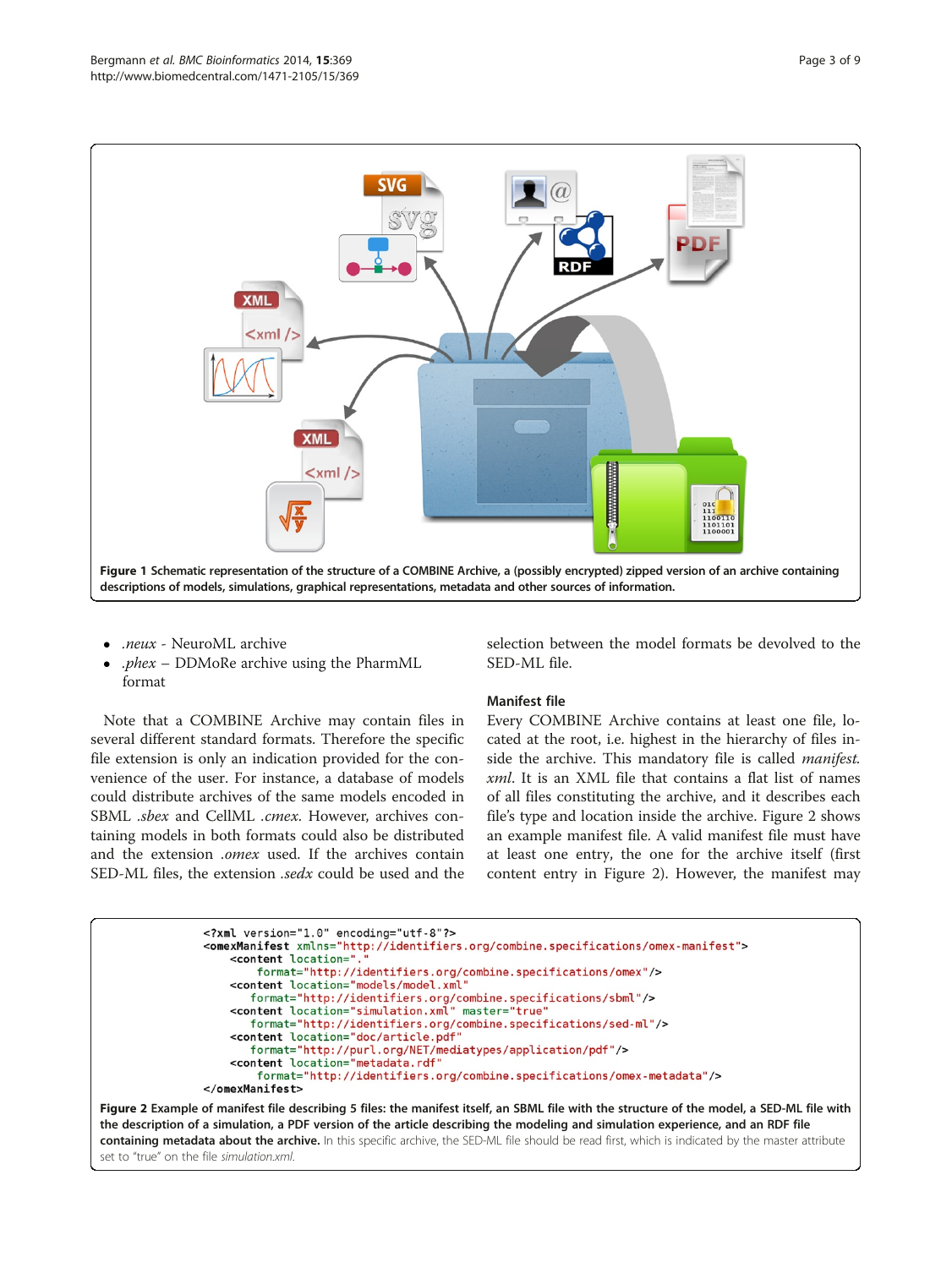**Figure 1 Schematic representation of the structure of a COMBINE Archive, a (possibly encrypted) zipped version of an archive containing descriptions of models, simulations, graphical representations, metadata and other sources of information.**

- *.neux* - NeuroML archive
- *.phex* – DDMoRe archive using the PharmML format

Note that a COMBINE Archive may contain files in several different standard formats. Therefore the specific file extension is only an indication provided for the convenience of the user. For instance, a database of models could distribute archives of the same models encoded in SBML *.sbex* and CellML *.cmex*. However, archives containing models in both formats could also be distributed and the extension *.omex* used. If the archives contain SED-ML files, the extension *.sedx* could be used and the selection between the model formats be devolved to the SED-ML file.

### Manifest file

Every COMBINE Archive contains at least one file, located at the root, i.e. highest in the hierarchy of files inside the archive. This mandatory file is called *manifest.xml*. It is an XML file that contains a flat list of names of all files constituting the archive, and it describes each file's type and location inside the archive. Figure 2 shows an example manifest file. A valid manifest file must have at least one entry, the one for the archive itself (first content entry in Figure 2). However, the manifest may

```
<?xml version="1.0" encoding="utf-8"?>
<omexManifest xmlns="http://identifiers.org/combine.specifications/omex-manifest">
    <content location="."
        format="http://identifiers.org/combine.specifications/omex"/>
    <content location="models/model.xml"
       format="http://identifiers.org/combine.specifications/sbml"/>
    <content location="simulation.xml" master="true"
       format="http://identifiers.org/combine.specifications/sed-ml"/>
    <content location="doc/article.pdf"
       format="http://purl.org/NET/mediatypes/application/pdf"/>
    <content location="metadata.rdf"
        format="http://identifiers.org/combine.specifications/omex-metadata"/>
</omexManifest>
```

**Figure 2 Example of manifest file describing 5 files: the manifest itself, an SBML file with the structure of the model, a SED-ML file with the description of a simulation, a PDF version of the article describing the modeling and simulation experience, and an RDF file containing metadata about the archive.** In this specific archive, the SED-ML file should be read first, which is indicated by the master attribute set to "true" on the file *simulation.xml*.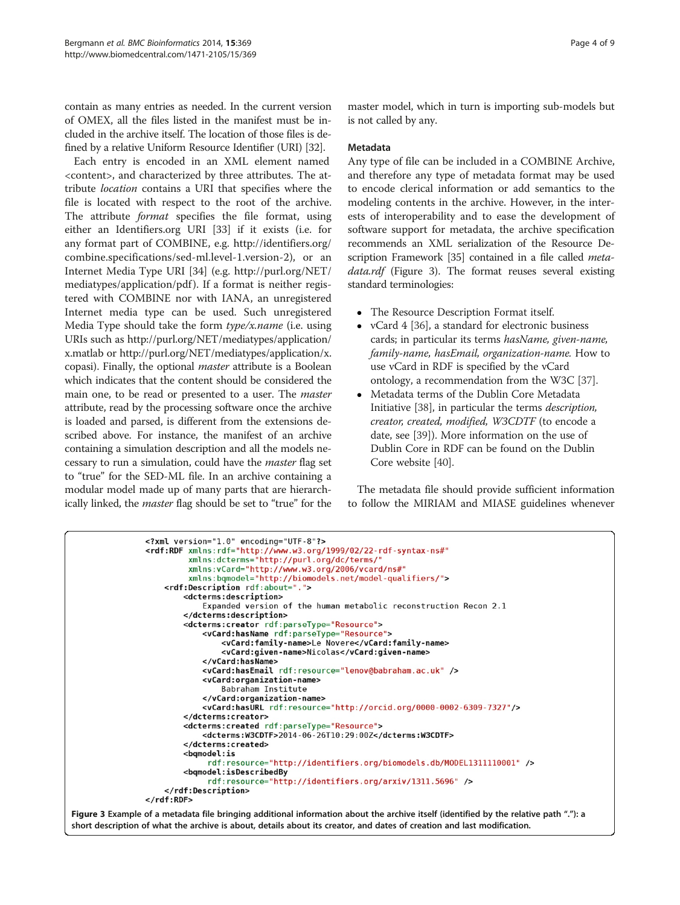contain as many entries as needed. In the current version of OMEX, all the files listed in the manifest must be included in the archive itself. The location of those files is defined by a relative Uniform Resource Identifier (URI) [32].

Each entry is encoded in an XML element named <content>, and characterized by three attributes. The attribute *location* contains a URI that specifies where the file is located with respect to the root of the archive. The attribute *format* specifies the file format, using either an Identifiers.org URI [33] if it exists (i.e. for any format part of COMBINE, e.g. http://identifiers.org/combine.specifications/sed-ml.level-1.version-2), or an Internet Media Type URI [34] (e.g. http://purl.org/NET/mediatypes/application/pdf). If a format is neither registered with COMBINE nor with IANA, an unregistered Internet media type can be used. Such unregistered Media Type should take the form *type/x.name* (i.e. using URIs such as http://purl.org/NET/mediatypes/application/x.matlab or http://purl.org/NET/mediatypes/application/x.copasi). Finally, the optional *master* attribute is a Boolean which indicates that the content should be considered the main one, to be read or presented to a user. The *master* attribute, read by the processing software once the archive is loaded and parsed, is different from the extensions described above. For instance, the manifest of an archive containing a simulation description and all the models necessary to run a simulation, could have the *master* flag set to "true" for the SED-ML file. In an archive containing a modular model made up of many parts that are hierarchically linked, the *master* flag should be set to "true" for the master model, which in turn is importing sub-models but is not called by any.

### Metadata

Any type of file can be included in a COMBINE Archive, and therefore any type of metadata format may be used to encode clerical information or add semantics to the modeling contents in the archive. However, in the interests of interoperability and to ease the development of software support for metadata, the archive specification recommends an XML serialization of the Resource Description Framework [35] contained in a file called *metadata.rdf* (Figure 3). The format reuses several existing standard terminologies:

- The Resource Description Format itself.
- vCard 4 [36], a standard for electronic business cards; in particular its terms *hasName, given-name, family-name, hasEmail, organization-name.* How to use vCard in RDF is specified by the vCard ontology, a recommendation from the W3C [37].
- Metadata terms of the Dublin Core Metadata Initiative [38], in particular the terms *description, creator, created, modified, W3CDTF* (to encode a date, see [39]). More information on the use of Dublin Core in RDF can be found on the Dublin Core website [40].

The metadata file should provide sufficient information to follow the MIRIAM and MIASE guidelines whenever

```xml
<?xml version="1.0" encoding="UTF-8"?>
<rdf:RDF xmlns:rdf="http://www.w3.org/1999/02/22-rdf-syntax-ns#"
         xmlns:dcterms="http://purl.org/dc/terms/"
         xmlns:vCard="http://www.w3.org/2006/vcard/ns#"
         xmlns:bqmodel="http://biomodels.net/model-qualifiers/">
    <rdf:Description rdf:about=".">
        <dcterms:description>
            Expanded version of the human metabolic reconstruction Recon 2.1
        </dcterms:description>
        <dcterms:creator rdf:parseType="Resource">
            <vCard:hasName rdf:parseType="Resource">
                <vCard:family-name>Le Novere</vCard:family-name>
                <vCard:given-name>Nicolas</vCard:given-name>
            </vCard:hasName>
            <vCard:hasEmail rdf:resource="lenov@babraham.ac.uk" />
            <vCard:organization-name>
                Babraham Institute
            </vCard:organization-name>
            <vCard:hasURL rdf:resource="http://orcid.org/0000-0002-6309-7327"/>
        </dcterms:creator>
        <dcterms:created rdf:parseType="Resource">
            <dcterms:W3CDTF>2014-06-26T10:29:00Z</dcterms:W3CDTF>
        </dcterms:created>
        <bqmodel:is
             rdf:resource="http://identifiers.org/biomodels.db/MODEL1311110001" />
        <bqmodel:isDescribedBy
             rdf:resource="http://identifiers.org/arxiv/1311.5696" />
    </rdf:Description>
</rdf:RDF>
```

**Figure 3 Example of a metadata file bringing additional information about the archive itself (identified by the relative path "."): a short description of what the archive is about, details about its creator, and dates of creation and last modification.**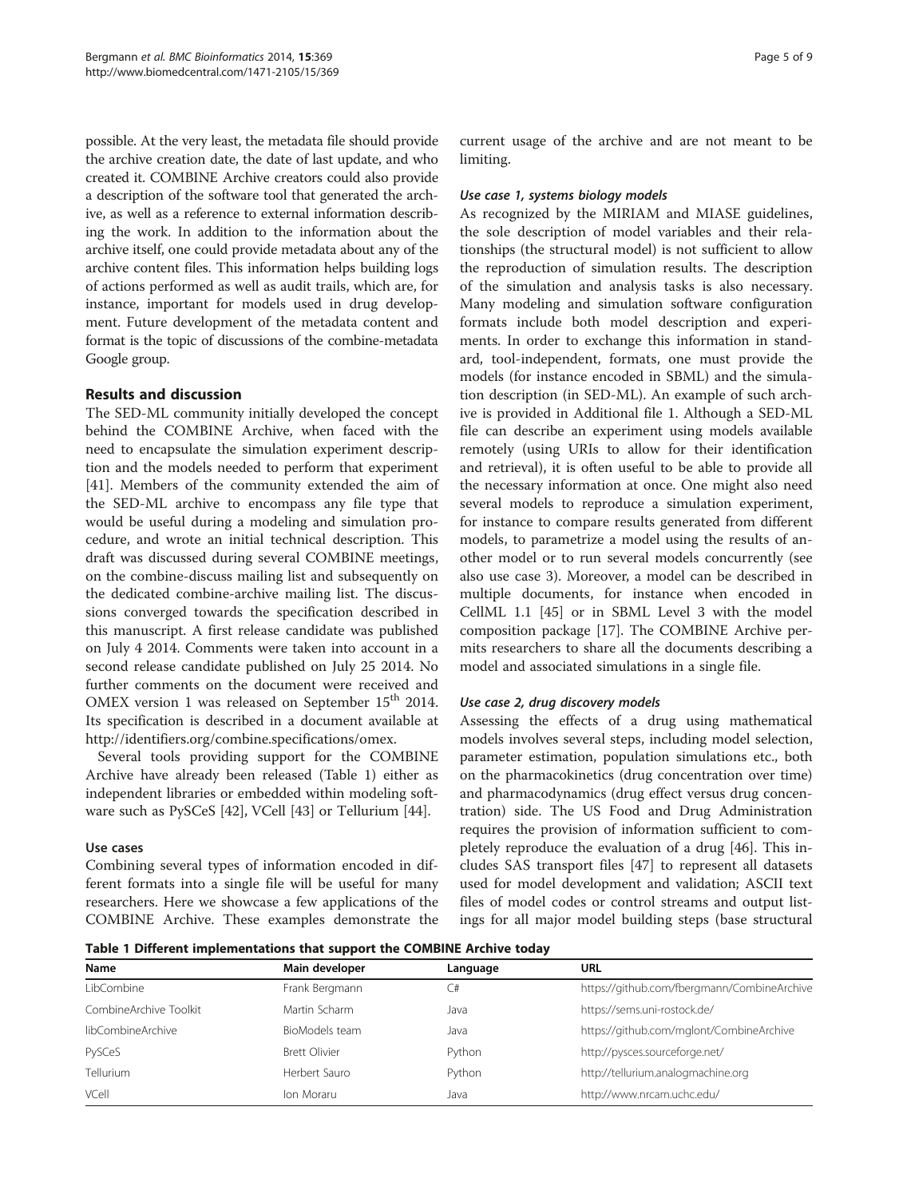possible. At the very least, the metadata file should provide the archive creation date, the date of last update, and who created it. COMBINE Archive creators could also provide a description of the software tool that generated the archive, as well as a reference to external information describing the work. In addition to the information about the archive itself, one could provide metadata about any of the archive content files. This information helps building logs of actions performed as well as audit trails, which are, for instance, important for models used in drug development. Future development of the metadata content and format is the topic of discussions of the combine-metadata Google group.

## Results and discussion

The SED-ML community initially developed the concept behind the COMBINE Archive, when faced with the need to encapsulate the simulation experiment description and the models needed to perform that experiment [41]. Members of the community extended the aim of the SED-ML archive to encompass any file type that would be useful during a modeling and simulation procedure, and wrote an initial technical description. This draft was discussed during several COMBINE meetings, on the combine-discuss mailing list and subsequently on the dedicated combine-archive mailing list. The discussions converged towards the specification described in this manuscript. A first release candidate was published on July 4 2014. Comments were taken into account in a second release candidate published on July 25 2014. No further comments on the document were received and OMEX version 1 was released on September 15th 2014. Its specification is described in a document available at http://identifiers.org/combine.specifications/omex.

Several tools providing support for the COMBINE Archive have already been released (Table 1) either as independent libraries or embedded within modeling software such as PySCeS [42], VCell [43] or Tellurium [44].

### Use cases

Combining several types of information encoded in different formats into a single file will be useful for many researchers. Here we showcase a few applications of the COMBINE Archive. These examples demonstrate the current usage of the archive and are not meant to be limiting.

#### *Use case 1, systems biology models*

As recognized by the MIRIAM and MIASE guidelines, the sole description of model variables and their relationships (the structural model) is not sufficient to allow the reproduction of simulation results. The description of the simulation and analysis tasks is also necessary. Many modeling and simulation software configuration formats include both model description and experiments. In order to exchange this information in standard, tool-independent, formats, one must provide the models (for instance encoded in SBML) and the simulation description (in SED-ML). An example of such archive is provided in Additional file 1. Although a SED-ML file can describe an experiment using models available remotely (using URIs to allow for their identification and retrieval), it is often useful to be able to provide all the necessary information at once. One might also need several models to reproduce a simulation experiment, for instance to compare results generated from different models, to parametrize a model using the results of another model or to run several models concurrently (see also use case 3). Moreover, a model can be described in multiple documents, for instance when encoded in CellML 1.1 [45] or in SBML Level 3 with the model composition package [17]. The COMBINE Archive permits researchers to share all the documents describing a model and associated simulations in a single file.

#### *Use case 2, drug discovery models*

Assessing the effects of a drug using mathematical models involves several steps, including model selection, parameter estimation, population simulations etc., both on the pharmacokinetics (drug concentration over time) and pharmacodynamics (drug effect versus drug concentration) side. The US Food and Drug Administration requires the provision of information sufficient to completely reproduce the evaluation of a drug [46]. This includes SAS transport files [47] to represent all datasets used for model development and validation; ASCII text files of model codes or control streams and output listings for all major model building steps (base structural

**Table 1 Different implementations that support the COMBINE Archive today**

| Name | Main developer | Language | URL |
|---|---|---|---|
| LibCombine | Frank Bergmann | C# | https://github.com/fbergmann/CombineArchive |
| CombineArchive Toolkit | Martin Scharm | Java | https://sems.uni-rostock.de/ |
| libCombineArchive | BioModels team | Java | https://github.com/mglont/CombineArchive |
| PySCeS | Brett Olivier | Python | http://pysces.sourceforge.net/ |
| Tellurium | Herbert Sauro | Python | http://tellurium.analogmachine.org |
| VCell | Ion Moraru | Java | http://www.nrcam.uchc.edu/ |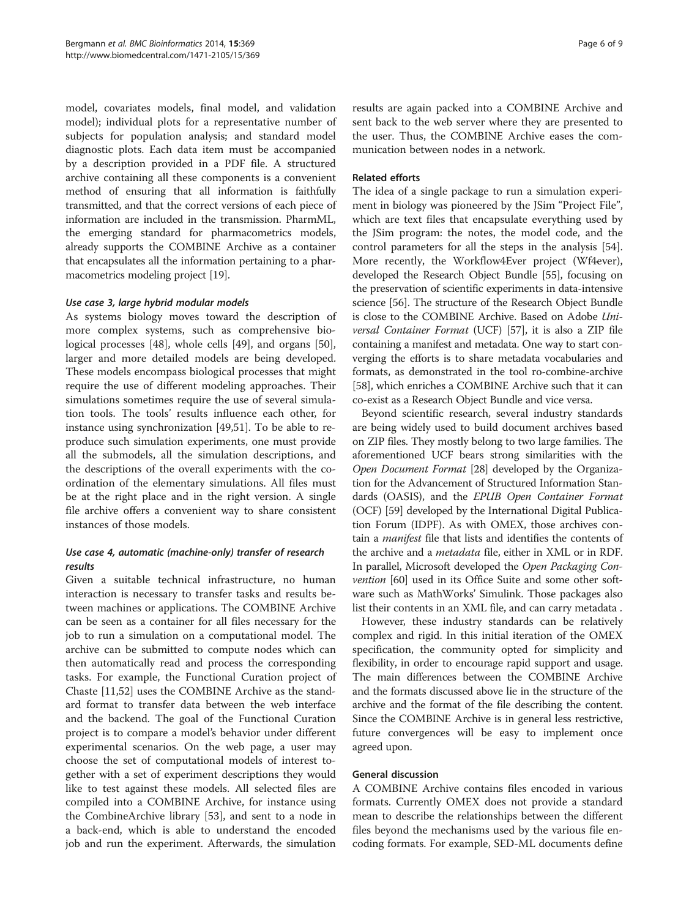model, covariates models, final model, and validation model); individual plots for a representative number of subjects for population analysis; and standard model diagnostic plots. Each data item must be accompanied by a description provided in a PDF file. A structured archive containing all these components is a convenient method of ensuring that all information is faithfully transmitted, and that the correct versions of each piece of information are included in the transmission. PharmML, the emerging standard for pharmacometrics models, already supports the COMBINE Archive as a container that encapsulates all the information pertaining to a pharmacometrics modeling project [19].

#### Use case 3, large hybrid modular models

As systems biology moves toward the description of more complex systems, such as comprehensive biological processes [48], whole cells [49], and organs [50], larger and more detailed models are being developed. These models encompass biological processes that might require the use of different modeling approaches. Their simulations sometimes require the use of several simulation tools. The tools' results influence each other, for instance using synchronization [49,51]. To be able to reproduce such simulation experiments, one must provide all the submodels, all the simulation descriptions, and the descriptions of the overall experiments with the coordination of the elementary simulations. All files must be at the right place and in the right version. A single file archive offers a convenient way to share consistent instances of those models.

#### Use case 4, automatic (machine-only) transfer of research results

Given a suitable technical infrastructure, no human interaction is necessary to transfer tasks and results between machines or applications. The COMBINE Archive can be seen as a container for all files necessary for the job to run a simulation on a computational model. The archive can be submitted to compute nodes which can then automatically read and process the corresponding tasks. For example, the Functional Curation project of Chaste [11,52] uses the COMBINE Archive as the standard format to transfer data between the web interface and the backend. The goal of the Functional Curation project is to compare a model's behavior under different experimental scenarios. On the web page, a user may choose the set of computational models of interest together with a set of experiment descriptions they would like to test against these models. All selected files are compiled into a COMBINE Archive, for instance using the CombineArchive library [53], and sent to a node in a back-end, which is able to understand the encoded job and run the experiment. Afterwards, the simulation results are again packed into a COMBINE Archive and sent back to the web server where they are presented to the user. Thus, the COMBINE Archive eases the communication between nodes in a network.

### Related efforts

The idea of a single package to run a simulation experiment in biology was pioneered by the JSim "Project File", which are text files that encapsulate everything used by the JSim program: the notes, the model code, and the control parameters for all the steps in the analysis [54]. More recently, the Workflow4Ever project (Wf4ever), developed the Research Object Bundle [55], focusing on the preservation of scientific experiments in data-intensive science [56]. The structure of the Research Object Bundle is close to the COMBINE Archive. Based on Adobe *Universal Container Format* (UCF) [57], it is also a ZIP file containing a manifest and metadata. One way to start converging the efforts is to share metadata vocabularies and formats, as demonstrated in the tool ro-combine-archive [58], which enriches a COMBINE Archive such that it can co-exist as a Research Object Bundle and vice versa.

Beyond scientific research, several industry standards are being widely used to build document archives based on ZIP files. They mostly belong to two large families. The aforementioned UCF bears strong similarities with the *Open Document Format* [28] developed by the Organization for the Advancement of Structured Information Standards (OASIS), and the *EPUB Open Container Format* (OCF) [59] developed by the International Digital Publication Forum (IDPF). As with OMEX, those archives contain a *manifest* file that lists and identifies the contents of the archive and a *metadata* file, either in XML or in RDF. In parallel, Microsoft developed the *Open Packaging Convention* [60] used in its Office Suite and some other software such as MathWorks' Simulink. Those packages also list their contents in an XML file, and can carry metadata .

However, these industry standards can be relatively complex and rigid. In this initial iteration of the OMEX specification, the community opted for simplicity and flexibility, in order to encourage rapid support and usage. The main differences between the COMBINE Archive and the formats discussed above lie in the structure of the archive and the format of the file describing the content. Since the COMBINE Archive is in general less restrictive, future convergences will be easy to implement once agreed upon.

### General discussion

A COMBINE Archive contains files encoded in various formats. Currently OMEX does not provide a standard mean to describe the relationships between the different files beyond the mechanisms used by the various file encoding formats. For example, SED-ML documents define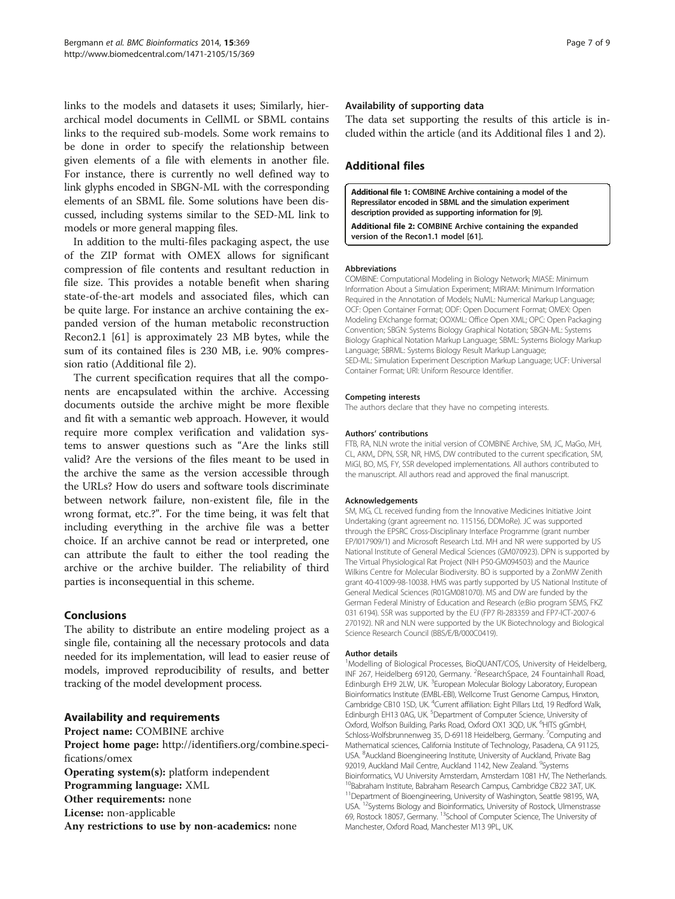links to the models and datasets it uses; Similarly, hierarchical model documents in CellML or SBML contains links to the required sub-models. Some work remains to be done in order to specify the relationship between given elements of a file with elements in another file. For instance, there is currently no well defined way to link glyphs encoded in SBGN-ML with the corresponding elements of an SBML file. Some solutions have been discussed, including systems similar to the SED-ML link to models or more general mapping files.

In addition to the multi-files packaging aspect, the use of the ZIP format with OMEX allows for significant compression of file contents and resultant reduction in file size. This provides a notable benefit when sharing state-of-the-art models and associated files, which can be quite large. For instance an archive containing the expanded version of the human metabolic reconstruction Recon2.1 [61] is approximately 23 MB bytes, while the sum of its contained files is 230 MB, i.e. 90% compression ratio (Additional file 2).

The current specification requires that all the components are encapsulated within the archive. Accessing documents outside the archive might be more flexible and fit with a semantic web approach. However, it would require more complex verification and validation systems to answer questions such as "Are the links still valid? Are the versions of the files meant to be used in the archive the same as the version accessible through the URLs? How do users and software tools discriminate between network failure, non-existent file, file in the wrong format, etc.?". For the time being, it was felt that including everything in the archive file was a better choice. If an archive cannot be read or interpreted, one can attribute the fault to either the tool reading the archive or the archive builder. The reliability of third parties is inconsequential in this scheme.

## Conclusions

The ability to distribute an entire modeling project as a single file, containing all the necessary protocols and data needed for its implementation, will lead to easier reuse of models, improved reproducibility of results, and better tracking of the model development process.

## Availability and requirements

**Project name:** COMBINE archive
**Project home page:** http://identifiers.org/combine.specifications/omex
**Operating system(s):** platform independent
**Programming language:** XML
**Other requirements:** none
**License:** non-applicable
**Any restrictions to use by non-academics:** none

### Availability of supporting data

The data set supporting the results of this article is included within the article (and its Additional files 1 and 2).

## Additional files

**Additional file 1: COMBINE Archive containing a model of the Repressilator encoded in SBML and the simulation experiment description provided as supporting information for [9].**

**Additional file 2: COMBINE Archive containing the expanded version of the Recon1.1 model [61].**

#### Abbreviations

COMBINE: Computational Modeling in Biology Network; MIASE: Minimum Information About a Simulation Experiment; MIRIAM: Minimum Information Required in the Annotation of Models; NuML: Numerical Markup Language; OCF: Open Container Format; ODF: Open Document Format; OMEX: Open Modeling EXchange format; OOXML: Office Open XML; OPC: Open Packaging Convention; SBGN: Systems Biology Graphical Notation; SBGN-ML: Systems Biology Graphical Notation Markup Language; SBML: Systems Biology Markup Language; SBRML: Systems Biology Result Markup Language; SED-ML: Simulation Experiment Description Markup Language; UCF: Universal Container Format; URI: Uniform Resource Identifier.

#### Competing interests

The authors declare that they have no competing interests.

#### Authors' contributions

FTB, RA, NLN wrote the initial version of COMBINE Archive, SM, JC, MaGo, MH, CL, AKM,, DPN, SSR, NR, HMS, DW contributed to the current specification, SM, MiGl, BO, MS, FY, SSR developed implementations. All authors contributed to the manuscript. All authors read and approved the final manuscript.

#### Acknowledgements

SM, MG, CL received funding from the Innovative Medicines Initiative Joint Undertaking (grant agreement no. 115156, DDMoRe). JC was supported through the EPSRC Cross-Disciplinary Interface Programme (grant number EP/I017909/1) and Microsoft Research Ltd. MH and NR were supported by US National Institute of General Medical Sciences (GM070923). DPN is supported by The Virtual Physiological Rat Project (NIH P50-GM094503) and the Maurice Wilkins Centre for Molecular Biodiversity. BO is supported by a ZonMW Zenith grant 40-41009-98-10038. HMS was partly supported by US National Institute of General Medical Sciences (R01GM081070). MS and DW are funded by the German Federal Ministry of Education and Research (e:Bio program SEMS, FKZ 031 6194). SSR was supported by the EU (FP7 RI-283359 and FP7-ICT-2007-6 270192). NR and NLN were supported by the UK Biotechnology and Biological Science Research Council (BBS/E/B/000C0419).

#### Author details

[1]Modelling of Biological Processes, BioQUANT/COS, University of Heidelberg, INF 267, Heidelberg 69120, Germany. [2]ResearchSpace, 24 Fountainhall Road, Edinburgh EH9 2LW, UK. [3]European Molecular Biology Laboratory, European Bioinformatics Institute (EMBL-EBI), Wellcome Trust Genome Campus, Hinxton, Cambridge CB10 1SD, UK. [4]Current affiliation: Eight Pillars Ltd, 19 Redford Walk, Edinburgh EH13 0AG, UK. [5]Department of Computer Science, University of Oxford, Wolfson Building, Parks Road, Oxford OX1 3QD, UK. [6]HITS gGmbH, Schloss-Wolfsbrunnenweg 35, D-69118 Heidelberg, Germany. [7]Computing and Mathematical sciences, California Institute of Technology, Pasadena, CA 91125, USA. [8]Auckland Bioengineering Institute, University of Auckland, Private Bag 92019, Auckland Mail Centre, Auckland 1142, New Zealand. [9]Systems Bioinformatics, VU University Amsterdam, Amsterdam 1081 HV, The Netherlands. [10]Babraham Institute, Babraham Research Campus, Cambridge CB22 3AT, UK. [11]Department of Bioengineering, University of Washington, Seattle 98195, WA, USA. [12]Systems Biology and Bioinformatics, University of Rostock, Ulmenstrasse 69, Rostock 18057, Germany. [13]School of Computer Science, The University of Manchester, Oxford Road, Manchester M13 9PL, UK.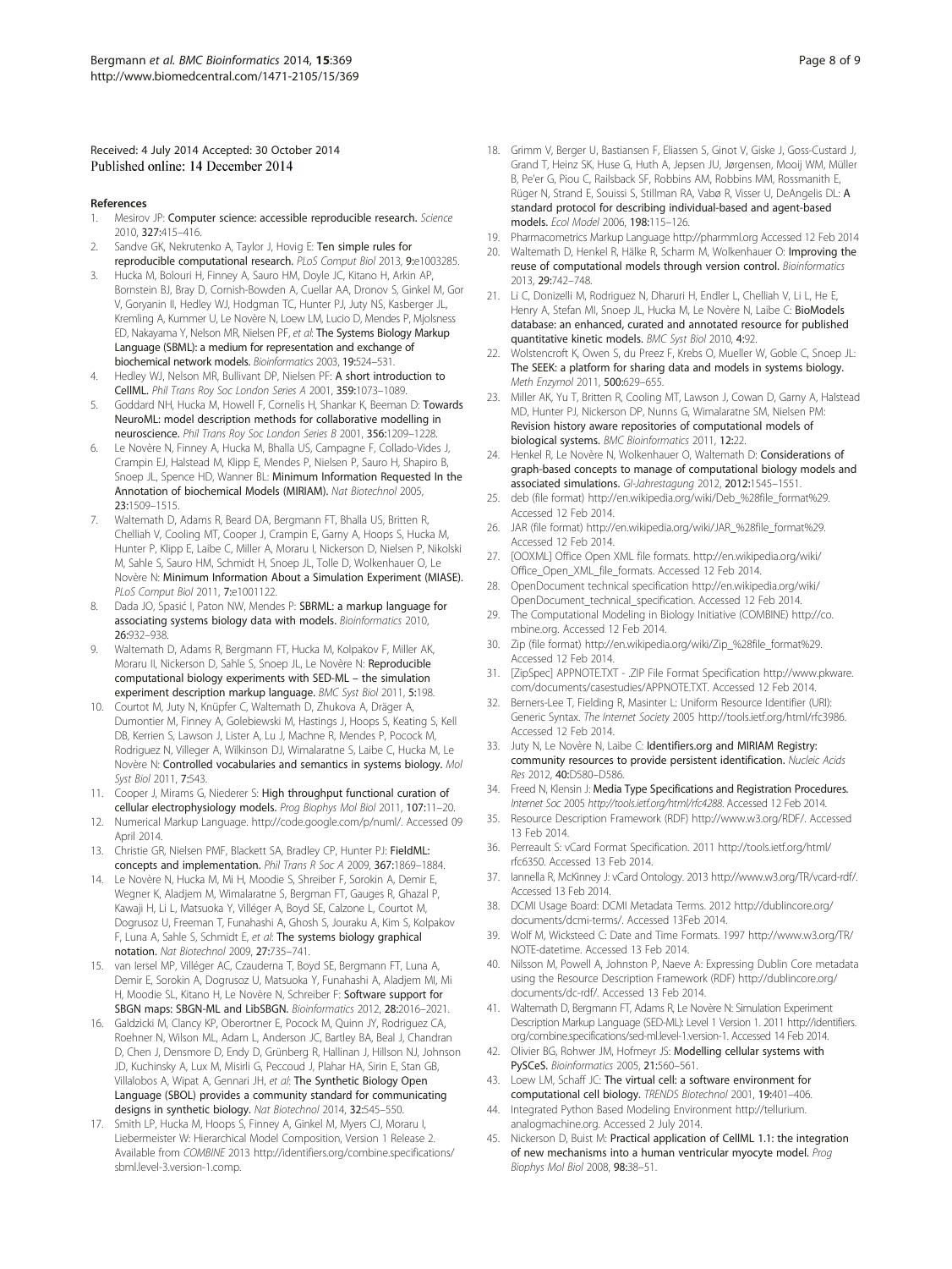Received: 4 July 2014 Accepted: 30 October 2014
Published online: 14 December 2014

## References

1. Mesirov JP: **Computer science: accessible reproducible research.** *Science* 2010, **327:**415–416.
2. Sandve GK, Nekrutenko A, Taylor J, Hovig E: **Ten simple rules for reproducible computational research.** *PLoS Comput Biol* 2013, **9:**e1003285.
3. Hucka M, Bolouri H, Finney A, Sauro HM, Doyle JC, Kitano H, Arkin AP, Bornstein BJ, Bray D, Cornish-Bowden A, Cuellar AA, Dronov S, Ginkel M, Gor V, Goryanin II, Hedley WJ, Hodgman TC, Hunter PJ, Juty NS, Kasberger JL, Kremling A, Kummer U, Le Novère N, Loew LM, Lucio D, Mendes P, Mjolsness ED, Nakayama Y, Nelson MR, Nielsen PF, *et al*: **The Systems Biology Markup Language (SBML): a medium for representation and exchange of biochemical network models.** *Bioinformatics* 2003, **19:**524–531.
4. Hedley WJ, Nelson MR, Bullivant DP, Nielsen PF: **A short introduction to CellML.** *Phil Trans Roy Soc London Series A* 2001, **359:**1073–1089.
5. Goddard NH, Hucka M, Howell F, Cornelis H, Shankar K, Beeman D: **Towards NeuroML: model description methods for collaborative modelling in neuroscience.** *Phil Trans Roy Soc London Series B* 2001, **356:**1209–1228.
6. Le Novère N, Finney A, Hucka M, Bhalla US, Campagne F, Collado-Vides J, Crampin EJ, Halstead M, Klipp E, Mendes P, Nielsen P, Sauro H, Shapiro B, Snoep JL, Spence HD, Wanner BL: **Minimum Information Requested In the Annotation of biochemical Models (MIRIAM).** *Nat Biotechnol* 2005, **23:**1509–1515.
7. Waltemath D, Adams R, Beard DA, Bergmann FT, Bhalla US, Britten R, Chelliah V, Cooling MT, Cooper J, Crampin E, Garny A, Hoops S, Hucka M, Hunter P, Klipp E, Laibe C, Miller A, Moraru I, Nickerson D, Nielsen P, Nikolski M, Sahle S, Sauro HM, Schmidt H, Snoep JL, Tolle D, Wolkenhauer O, Le Novère N: **Minimum Information About a Simulation Experiment (MIASE).** *PLoS Comput Biol* 2011, **7:**e1001122.
8. Dada JO, Spasić I, Paton NW, Mendes P: **SBRML: a markup language for associating systems biology data with models.** *Bioinformatics* 2010, **26:**932–938.
9. Waltemath D, Adams R, Bergmann FT, Hucka M, Kolpakov F, Miller AK, Moraru II, Nickerson D, Sahle S, Snoep JL, Le Novère N: **Reproducible computational biology experiments with SED-ML – the simulation experiment description markup language.** *BMC Syst Biol* 2011, **5:**198.
10. Courtot M, Juty N, Knüpfer C, Waltemath D, Zhukova A, Dräger A, Dumontier M, Finney A, Golebiewski M, Hastings J, Hoops S, Keating S, Kell DB, Kerrien S, Lawson J, Lister A, Lu J, Machne R, Mendes P, Pocock M, Rodriguez N, Villeger A, Wilkinson DJ, Wimalaratne S, Laibe C, Hucka M, Le Novère N: **Controlled vocabularies and semantics in systems biology.** *Mol Syst Biol* 2011, **7:**543.
11. Cooper J, Mirams G, Niederer S: **High throughput functional curation of cellular electrophysiology models.** *Prog Biophys Mol Biol* 2011, **107:**11–20.
12. Numerical Markup Language. http://code.google.com/p/numl/. Accessed 09 April 2014.
13. Christie GR, Nielsen PMF, Blackett SA, Bradley CP, Hunter PJ: **FieldML: concepts and implementation.** *Phil Trans R Soc A* 2009, **367:**1869–1884.
14. Le Novère N, Hucka M, Mi H, Moodie S, Shreiber F, Sorokin A, Demir E, Wegner K, Aladjem M, Wimalaratne S, Bergman FT, Gauges R, Ghazal P, Kawaji H, Li L, Matsuoka Y, Villéger A, Boyd SE, Calzone L, Courtot M, Dogrusoz U, Freeman T, Funahashi A, Ghosh S, Jouraku A, Kim S, Kolpakov F, Luna A, Sahle S, Schmidt E, *et al*: **The systems biology graphical notation.** *Nat Biotechnol* 2009, **27:**735–741.
15. van Iersel MP, Villéger AC, Czauderna T, Boyd SE, Bergmann FT, Luna A, Demir E, Sorokin A, Dogrusoz U, Matsuoka Y, Funahashi A, Aladjem MI, Mi H, Moodie SL, Kitano H, Le Novère N, Schreiber F: **Software support for SBGN maps: SBGN-ML and LibSBGN.** *Bioinformatics* 2012, **28:**2016–2021.
16. Galdzicki M, Clancy KP, Oberortner E, Pocock M, Quinn JY, Rodriguez CA, Roehner N, Wilson ML, Adam L, Anderson JC, Bartley BA, Beal J, Chandran D, Chen J, Densmore D, Endy D, Grünberg R, Hallinan J, Hillson NJ, Johnson JD, Kuchinsky A, Lux M, Misirli G, Peccoud J, Plahar HA, Sirin E, Stan GB, Villalobos A, Wipat A, Gennari JH, *et al*: **The Synthetic Biology Open Language (SBOL) provides a community standard for communicating designs in synthetic biology.** *Nat Biotechnol* 2014, **32:**545–550.
17. Smith LP, Hucka M, Hoops S, Finney A, Ginkel M, Myers CJ, Moraru I, Liebermeister W: Hierarchical Model Composition, Version 1 Release 2. Available from *COMBINE* 2013 http://identifiers.org/combine.specifications/sbml.level-3.version-1.comp.
18. Grimm V, Berger U, Bastiansen F, Eliassen S, Ginot V, Giske J, Goss-Custard J, Grand T, Heinz SK, Huse G, Huth A, Jepsen JU, Jørgensen, Mooij WM, Müller B, Pe'er G, Piou C, Railsback SF, Robbins AM, Robbins MM, Rossmanith E, Rüger N, Strand E, Souissi S, Stillman RA, Vabø R, Visser U, DeAngelis DL: **A standard protocol for describing individual-based and agent-based models.** *Ecol Model* 2006, **198:**115–126.
19. Pharmacometrics Markup Language http://pharmml.org Accessed 12 Feb 2014
20. Waltemath D, Henkel R, Hälke R, Scharm M, Wolkenhauer O: **Improving the reuse of computational models through version control.** *Bioinformatics* 2013, **29:**742–748.
21. Li C, Donizelli M, Rodriguez N, Dharuri H, Endler L, Chelliah V, Li L, He E, Henry A, Stefan MI, Snoep JL, Hucka M, Le Novère N, Laibe C: **BioModels database: an enhanced, curated and annotated resource for published quantitative kinetic models.** *BMC Syst Biol* 2010, **4:**92.
22. Wolstencroft K, Owen S, du Preez F, Krebs O, Mueller W, Goble C, Snoep JL: **The SEEK: a platform for sharing data and models in systems biology.** *Meth Enzymol* 2011, **500:**629–655.
23. Miller AK, Yu T, Britten R, Cooling MT, Lawson J, Cowan D, Garny A, Halstead MD, Hunter PJ, Nickerson DP, Nunns G, Wimalaratne SM, Nielsen PM: **Revision history aware repositories of computational models of biological systems.** *BMC Bioinformatics* 2011, **12:**22.
24. Henkel R, Le Novère N, Wolkenhauer O, Waltemath D: **Considerations of graph-based concepts to manage of computational biology models and associated simulations.** *GI-Jahrestagung* 2012, **2012:**1545–1551.
25. deb (file format) http://en.wikipedia.org/wiki/Deb_%28file_format%29. Accessed 12 Feb 2014.
26. JAR (file format) http://en.wikipedia.org/wiki/JAR_%28file_format%29. Accessed 12 Feb 2014.
27. [OOXML] Office Open XML file formats. http://en.wikipedia.org/wiki/Office_Open_XML_file_formats. Accessed 12 Feb 2014.
28. OpenDocument technical specification http://en.wikipedia.org/wiki/OpenDocument_technical_specification. Accessed 12 Feb 2014.
29. The Computational Modeling in Biology Initiative (COMBINE) http://co.mbine.org. Accessed 12 Feb 2014.
30. Zip (file format) http://en.wikipedia.org/wiki/Zip_%28file_format%29. Accessed 12 Feb 2014.
31. [ZipSpec] APPNOTE.TXT - .ZIP File Format Specification http://www.pkware.com/documents/casestudies/APPNOTE.TXT. Accessed 12 Feb 2014.
32. Berners-Lee T, Fielding R, Masinter L: Uniform Resource Identifier (URI): Generic Syntax. *The Internet Society* 2005 http://tools.ietf.org/html/rfc3986. Accessed 12 Feb 2014.
33. Juty N, Le Novère N, Laibe C: **Identifiers.org and MIRIAM Registry: community resources to provide persistent identification.** *Nucleic Acids Res* 2012, **40:**D580–D586.
34. Freed N, Klensin J: **Media Type Specifications and Registration Procedures.** *Internet Soc* 2005 *http://tools.ietf.org/html/rfc4288*. Accessed 12 Feb 2014.
35. Resource Description Framework (RDF) http://www.w3.org/RDF/. Accessed 13 Feb 2014.
36. Perreault S: vCard Format Specification. 2011 http://tools.ietf.org/html/rfc6350. Accessed 13 Feb 2014.
37. Iannella R, McKinney J: vCard Ontology. 2013 http://www.w3.org/TR/vcard-rdf/. Accessed 13 Feb 2014.
38. DCMI Usage Board: DCMI Metadata Terms. 2012 http://dublincore.org/documents/dcmi-terms/. Accessed 13Feb 2014.
39. Wolf M, Wicksteed C: Date and Time Formats. 1997 http://www.w3.org/TR/NOTE-datetime. Accessed 13 Feb 2014.
40. Nilsson M, Powell A, Johnston P, Naeve A: Expressing Dublin Core metadata using the Resource Description Framework (RDF) http://dublincore.org/documents/dc-rdf/. Accessed 13 Feb 2014.
41. Waltemath D, Bergmann FT, Adams R, Le Novère N: Simulation Experiment Description Markup Language (SED-ML): Level 1 Version 1. 2011 http://identifiers.org/combine.specifications/sed-ml.level-1.version-1. Accessed 14 Feb 2014.
42. Olivier BG, Rohwer JM, Hofmeyr JHS: **Modelling cellular systems with PySCeS.** *Bioinformatics* 2005, **21:**560–561.
43. Loew LM, Schaff JC: **The virtual cell: a software environment for computational cell biology.** *TRENDS Biotechnol* 2001, **19:**401–406.
44. Integrated Python Based Modeling Environment http://tellurium.analogmachine.org. Accessed 2 July 2014.
45. Nickerson D, Buist M: **Practical application of CellML 1.1: the integration of new mechanisms into a human ventricular myocyte model.** *Prog Biophys Mol Biol* 2008, **98:**38–51.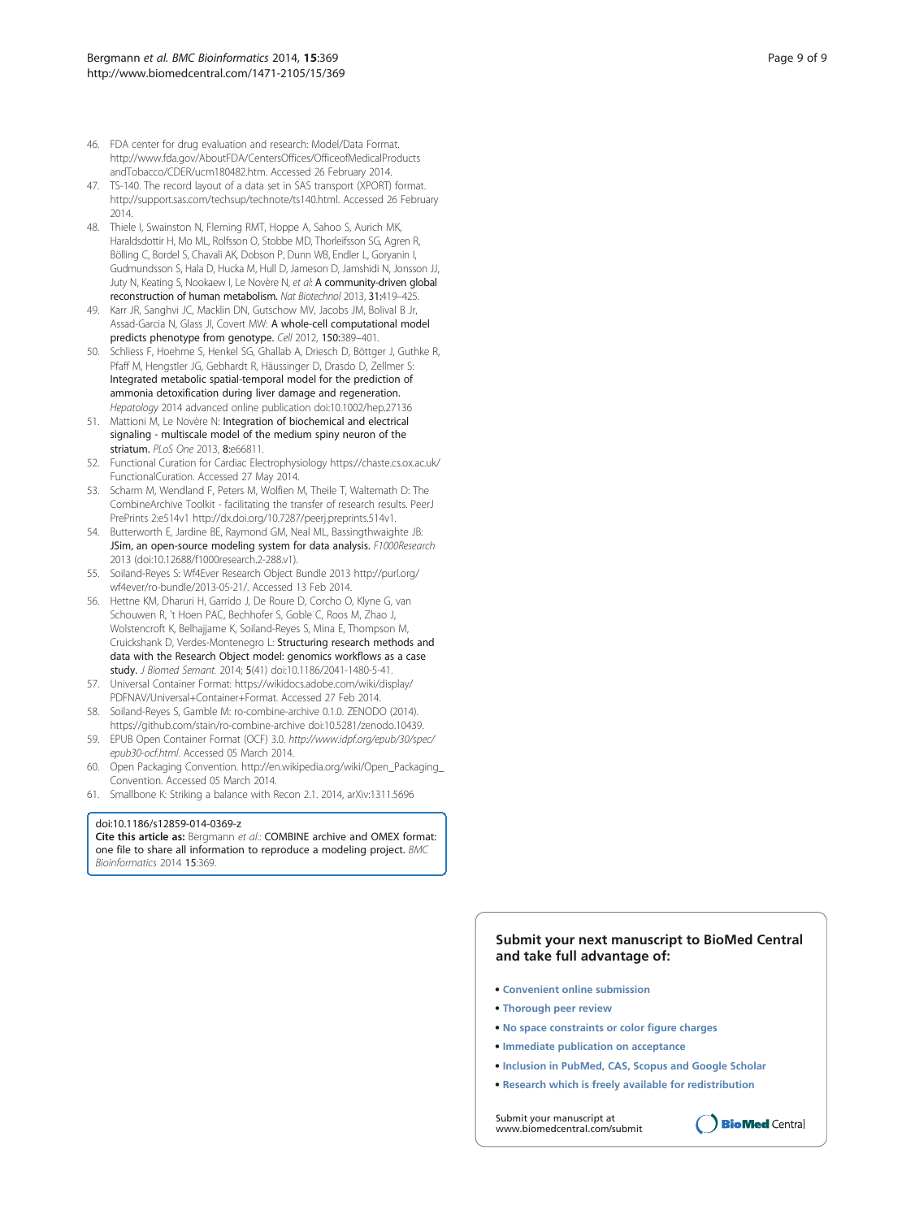46. FDA center for drug evaluation and research: Model/Data Format. http://www.fda.gov/AboutFDA/CentersOffices/OfficeofMedicalProductsandTobacco/CDER/ucm180482.htm. Accessed 26 February 2014.
47. TS-140. The record layout of a data set in SAS transport (XPORT) format. http://support.sas.com/techsup/technote/ts140.html. Accessed 26 February 2014.
48. Thiele I, Swainston N, Fleming RMT, Hoppe A, Sahoo S, Aurich MK, Haraldsdottir H, Mo ML, Rolfsson O, Stobbe MD, Thorleifsson SG, Agren R, Bölling C, Bordel S, Chavali AK, Dobson P, Dunn WB, Endler L, Goryanin I, Gudmundsson S, Hala D, Hucka M, Hull D, Jameson D, Jamshidi N, Jonsson JJ, Juty N, Keating S, Nookaew I, Le Novère N, *et al*: **A community-driven global reconstruction of human metabolism.** *Nat Biotechnol* 2013, **31**:419–425.
49. Karr JR, Sanghvi JC, Macklin DN, Gutschow MV, Jacobs JM, Bolival B Jr, Assad-Garcia N, Glass JI, Covert MW: **A whole-cell computational model predicts phenotype from genotype.** *Cell* 2012, **150**:389–401.
50. Schliess F, Hoehme S, Henkel SG, Ghallab A, Driesch D, Böttger J, Guthke R, Pfaff M, Hengstler JG, Gebhardt R, Häussinger D, Drasdo D, Zellmer S: **Integrated metabolic spatial-temporal model for the prediction of ammonia detoxification during liver damage and regeneration.** *Hepatology* 2014 advanced online publication doi:10.1002/hep.27136
51. Mattioni M, Le Novère N: **Integration of biochemical and electrical signaling - multiscale model of the medium spiny neuron of the striatum.** *PLoS One* 2013, **8**:e66811.
52. Functional Curation for Cardiac Electrophysiology https://chaste.cs.ox.ac.uk/FunctionalCuration. Accessed 27 May 2014.
53. Scharm M, Wendland F, Peters M, Wolfien M, Theile T, Waltemath D: The CombineArchive Toolkit - facilitating the transfer of research results. PeerJ PrePrints 2:e514v1 http://dx.doi.org/10.7287/peerj.preprints.514v1.
54. Butterworth E, Jardine BE, Raymond GM, Neal ML, Bassingthwaighte JB: **JSim, an open-source modeling system for data analysis.** *F1000Research* 2013 (doi:10.12688/f1000research.2-288.v1).
55. Soiland-Reyes S: Wf4Ever Research Object Bundle 2013 http://purl.org/wf4ever/ro-bundle/2013-05-21/. Accessed 13 Feb 2014.
56. Hettne KM, Dharuri H, Garrido J, De Roure D, Corcho O, Klyne G, van Schouwen R, 't Hoen PAC, Bechhofer S, Goble C, Roos M, Zhao J, Wolstencroft K, Belhajjame K, Soiland-Reyes S, Mina E, Thompson M, Cruickshank D, Verdes-Montenegro L: **Structuring research methods and data with the Research Object model: genomics workflows as a case study.** *J Biomed Semant.* 2014; **5**(41) doi:10.1186/2041-1480-5-41.
57. Universal Container Format: https://wikidocs.adobe.com/wiki/display/PDFNAV/Universal+Container+Format. Accessed 27 Feb 2014.
58. Soiland-Reyes S, Gamble M: ro-combine-archive 0.1.0. ZENODO (2014). https://github.com/stain/ro-combine-archive doi:10.5281/zenodo.10439.
59. EPUB Open Container Format (OCF) 3.0. *http://www.idpf.org/epub/30/spec/epub30-ocf.html*. Accessed 05 March 2014.
60. Open Packaging Convention. http://en.wikipedia.org/wiki/Open_Packaging_Convention. Accessed 05 March 2014.
61. Smallbone K: Striking a balance with Recon 2.1. 2014, arXiv:1311.5696

doi:10.1186/s12859-014-0369-z
**Cite this article as:** Bergmann *et al.*: COMBINE archive and OMEX format: one file to share all information to reproduce a modeling project. *BMC Bioinformatics* 2014 **15**:369.

**Submit your next manuscript to BioMed Central and take full advantage of:**

- **Convenient online submission**
- **Thorough peer review**
- **No space constraints or color figure charges**
- **Immediate publication on acceptance**
- **Inclusion in PubMed, CAS, Scopus and Google Scholar**
- **Research which is freely available for redistribution**

Submit your manuscript at www.biomedcentral.com/submit

BioMed Central